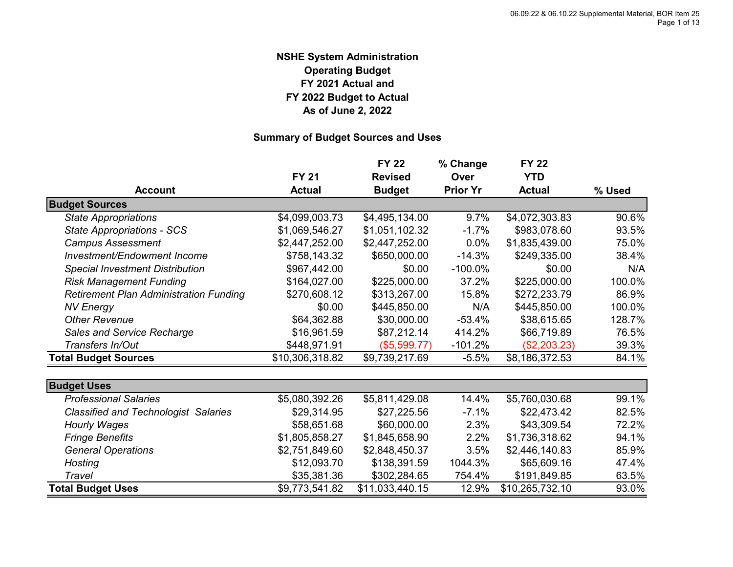# NSHE System Administration
# Operating Budget
# FY 2021 Actual and
# FY 2022 Budget to Actual
# As of June 2, 2022

## Summary of Budget Sources and Uses

| Account | FY 21 Actual | FY 22 Revised Budget | % Change Over Prior Yr | FY 22 YTD Actual | % Used |
|---|---|---|---|---|---|
| **Budget Sources** | | | | | |
| *State Appropriations* | $4,099,003.73 | $4,495,134.00 | 9.7% | $4,072,303.83 | 90.6% |
| *State Appropriations - SCS* | $1,069,546.27 | $1,051,102.32 | -1.7% | $983,078.60 | 93.5% |
| *Campus Assessment* | $2,447,252.00 | $2,447,252.00 | 0.0% | $1,835,439.00 | 75.0% |
| *Investment/Endowment Income* | $758,143.32 | $650,000.00 | -14.3% | $249,335.00 | 38.4% |
| *Special Investment Distribution* | $967,442.00 | $0.00 | -100.0% | $0.00 | N/A |
| *Risk Management Funding* | $164,027.00 | $225,000.00 | 37.2% | $225,000.00 | 100.0% |
| *Retirement Plan Administration Funding* | $270,608.12 | $313,267.00 | 15.8% | $272,233.79 | 86.9% |
| *NV Energy* | $0.00 | $445,850.00 | N/A | $445,850.00 | 100.0% |
| *Other Revenue* | $64,362.88 | $30,000.00 | -53.4% | $38,615.65 | 128.7% |
| *Sales and Service Recharge* | $16,961.59 | $87,212.14 | 414.2% | $66,719.89 | 76.5% |
| *Transfers In/Out* | $448,971.91 | ($5,599.77) | -101.2% | ($2,203.23) | 39.3% |
| **Total Budget Sources** | $10,306,318.82 | $9,739,217.69 | -5.5% | $8,186,372.53 | 84.1% |
| | | | | | |
| **Budget Uses** | | | | | |
| *Professional Salaries* | $5,080,392.26 | $5,811,429.08 | 14.4% | $5,760,030.68 | 99.1% |
| *Classified and Technologist Salaries* | $29,314.95 | $27,225.56 | -7.1% | $22,473.42 | 82.5% |
| *Hourly Wages* | $58,651.68 | $60,000.00 | 2.3% | $43,309.54 | 72.2% |
| *Fringe Benefits* | $1,805,858.27 | $1,845,658.90 | 2.2% | $1,736,318.62 | 94.1% |
| *General Operations* | $2,751,849.60 | $2,848,450.37 | 3.5% | $2,446,140.83 | 85.9% |
| *Hosting* | $12,093.70 | $138,391.59 | 1044.3% | $65,609.16 | 47.4% |
| *Travel* | $35,381.36 | $302,284.65 | 754.4% | $191,849.85 | 63.5% |
| **Total Budget Uses** | $9,773,541.82 | $11,033,440.15 | 12.9% | $10,265,732.10 | 93.0% |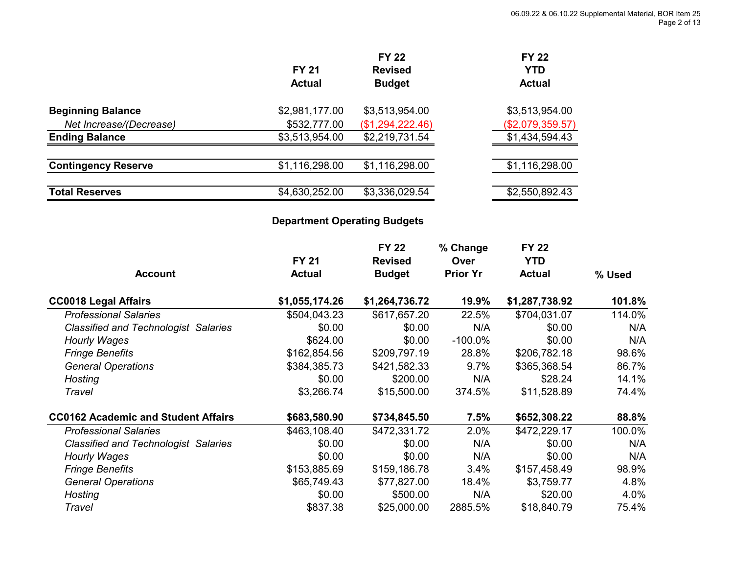| | FY 21 Actual | FY 22 Revised Budget | FY 22 YTD Actual |
|---|---|---|---|
| **Beginning Balance** | $2,981,177.00 | $3,513,954.00 | $3,513,954.00 |
| *Net Increase/(Decrease)* | $532,777.00 | ($1,294,222.46) | ($2,079,359.57) |
| **Ending Balance** | $3,513,954.00 | $2,219,731.54 | $1,434,594.43 |
| **Contingency Reserve** | $1,116,298.00 | $1,116,298.00 | $1,116,298.00 |
| **Total Reserves** | $4,630,252.00 | $3,336,029.54 | $2,550,892.43 |

## Department Operating Budgets

| Account | FY 21 Actual | FY 22 Revised Budget | % Change Over Prior Yr | FY 22 YTD Actual | % Used |
|---|---|---|---|---|---|
| **CC0018 Legal Affairs** | **$1,055,174.26** | **$1,264,736.72** | **19.9%** | **$1,287,738.92** | **101.8%** |
| *Professional Salaries* | $504,043.23 | $617,657.20 | 22.5% | $704,031.07 | 114.0% |
| *Classified and Technologist Salaries* | $0.00 | $0.00 | N/A | $0.00 | N/A |
| *Hourly Wages* | $624.00 | $0.00 | -100.0% | $0.00 | N/A |
| *Fringe Benefits* | $162,854.56 | $209,797.19 | 28.8% | $206,782.18 | 98.6% |
| *General Operations* | $384,385.73 | $421,582.33 | 9.7% | $365,368.54 | 86.7% |
| *Hosting* | $0.00 | $200.00 | N/A | $28.24 | 14.1% |
| *Travel* | $3,266.74 | $15,500.00 | 374.5% | $11,528.89 | 74.4% |
| **CC0162 Academic and Student Affairs** | **$683,580.90** | **$734,845.50** | **7.5%** | **$652,308.22** | **88.8%** |
| *Professional Salaries* | $463,108.40 | $472,331.72 | 2.0% | $472,229.17 | 100.0% |
| *Classified and Technologist Salaries* | $0.00 | $0.00 | N/A | $0.00 | N/A |
| *Hourly Wages* | $0.00 | $0.00 | N/A | $0.00 | N/A |
| *Fringe Benefits* | $153,885.69 | $159,186.78 | 3.4% | $157,458.49 | 98.9% |
| *General Operations* | $65,749.43 | $77,827.00 | 18.4% | $3,759.77 | 4.8% |
| *Hosting* | $0.00 | $500.00 | N/A | $20.00 | 4.0% |
| *Travel* | $837.38 | $25,000.00 | 2885.5% | $18,840.79 | 75.4% |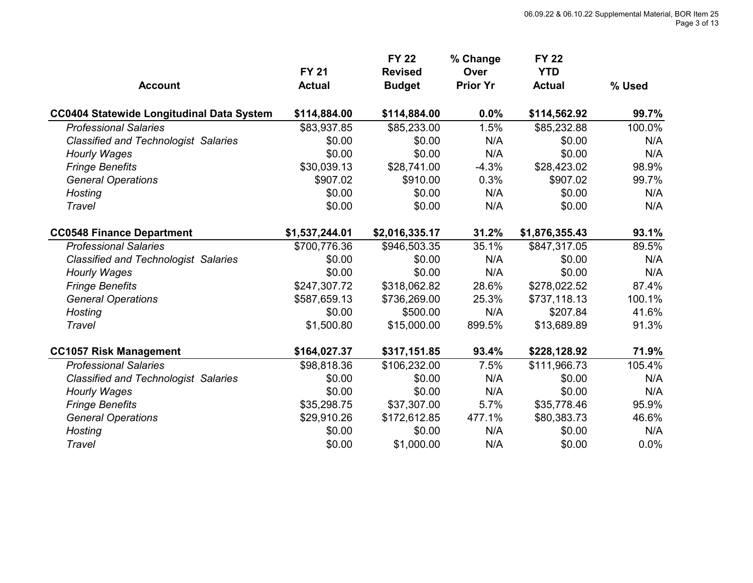| Account | FY 21 Actual | FY 22 Revised Budget | % Change Over Prior Yr | FY 22 YTD Actual | % Used |
|---|---|---|---|---|---|
| **CC0404 Statewide Longitudinal Data System** | **$114,884.00** | **$114,884.00** | **0.0%** | **$114,562.92** | **99.7%** |
| *Professional Salaries* | $83,937.85 | $85,233.00 | 1.5% | $85,232.88 | 100.0% |
| *Classified and Technologist Salaries* | $0.00 | $0.00 | N/A | $0.00 | N/A |
| *Hourly Wages* | $0.00 | $0.00 | N/A | $0.00 | N/A |
| *Fringe Benefits* | $30,039.13 | $28,741.00 | -4.3% | $28,423.02 | 98.9% |
| *General Operations* | $907.02 | $910.00 | 0.3% | $907.02 | 99.7% |
| *Hosting* | $0.00 | $0.00 | N/A | $0.00 | N/A |
| *Travel* | $0.00 | $0.00 | N/A | $0.00 | N/A |
| **CC0548 Finance Department** | **$1,537,244.01** | **$2,016,335.17** | **31.2%** | **$1,876,355.43** | **93.1%** |
| *Professional Salaries* | $700,776.36 | $946,503.35 | 35.1% | $847,317.05 | 89.5% |
| *Classified and Technologist Salaries* | $0.00 | $0.00 | N/A | $0.00 | N/A |
| *Hourly Wages* | $0.00 | $0.00 | N/A | $0.00 | N/A |
| *Fringe Benefits* | $247,307.72 | $318,062.82 | 28.6% | $278,022.52 | 87.4% |
| *General Operations* | $587,659.13 | $736,269.00 | 25.3% | $737,118.13 | 100.1% |
| *Hosting* | $0.00 | $500.00 | N/A | $207.84 | 41.6% |
| *Travel* | $1,500.80 | $15,000.00 | 899.5% | $13,689.89 | 91.3% |
| **CC1057 Risk Management** | **$164,027.37** | **$317,151.85** | **93.4%** | **$228,128.92** | **71.9%** |
| *Professional Salaries* | $98,818.36 | $106,232.00 | 7.5% | $111,966.73 | 105.4% |
| *Classified and Technologist Salaries* | $0.00 | $0.00 | N/A | $0.00 | N/A |
| *Hourly Wages* | $0.00 | $0.00 | N/A | $0.00 | N/A |
| *Fringe Benefits* | $35,298.75 | $37,307.00 | 5.7% | $35,778.46 | 95.9% |
| *General Operations* | $29,910.26 | $172,612.85 | 477.1% | $80,383.73 | 46.6% |
| *Hosting* | $0.00 | $0.00 | N/A | $0.00 | N/A |
| *Travel* | $0.00 | $1,000.00 | N/A | $0.00 | 0.0% |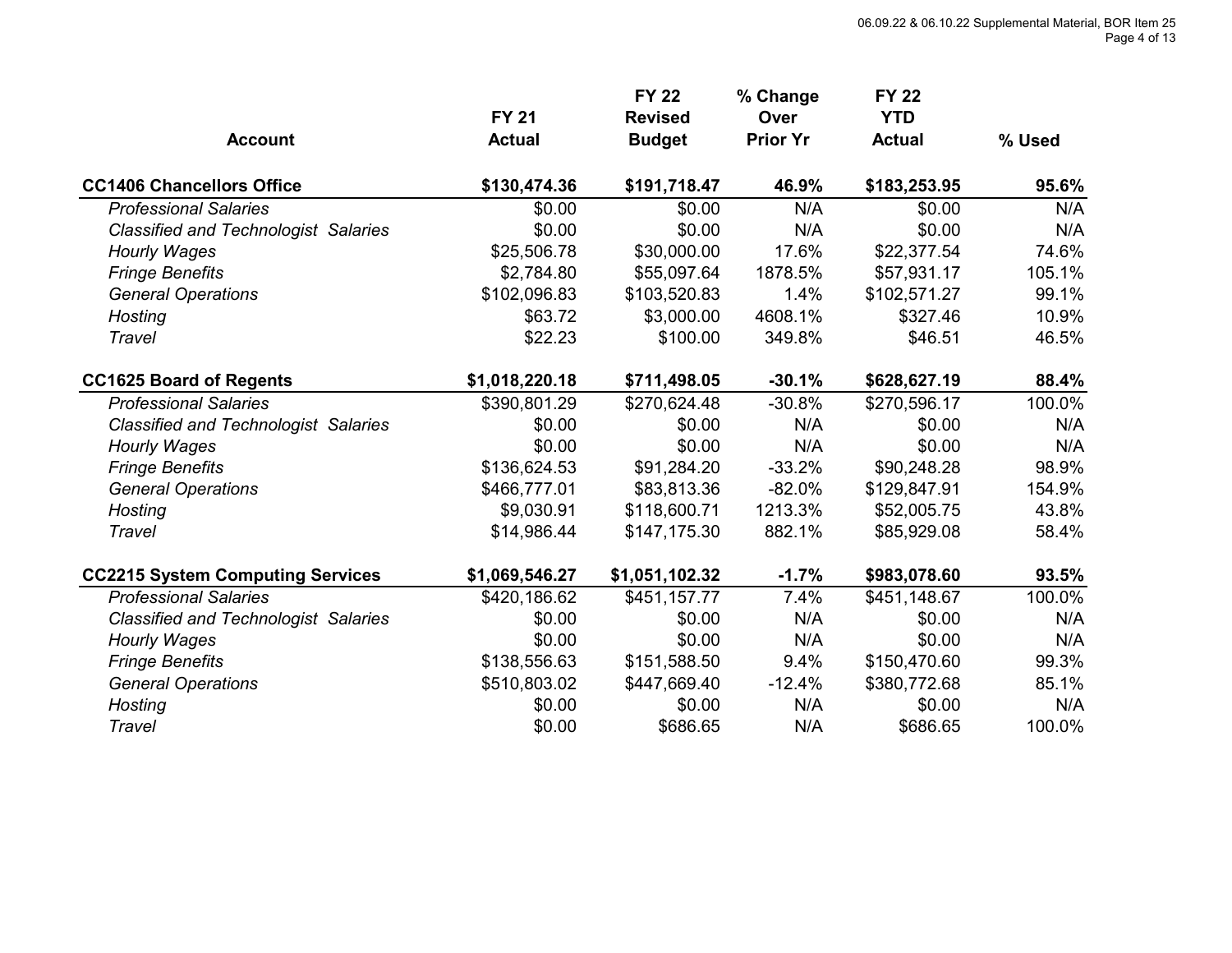| Account | FY 21 Actual | FY 22 Revised Budget | % Change Over Prior Yr | FY 22 YTD Actual | % Used |
|---|---|---|---|---|---|
| **CC1406 Chancellors Office** | **$130,474.36** | **$191,718.47** | **46.9%** | **$183,253.95** | **95.6%** |
| *Professional Salaries* | $0.00 | $0.00 | N/A | $0.00 | N/A |
| *Classified and Technologist Salaries* | $0.00 | $0.00 | N/A | $0.00 | N/A |
| *Hourly Wages* | $25,506.78 | $30,000.00 | 17.6% | $22,377.54 | 74.6% |
| *Fringe Benefits* | $2,784.80 | $55,097.64 | 1878.5% | $57,931.17 | 105.1% |
| *General Operations* | $102,096.83 | $103,520.83 | 1.4% | $102,571.27 | 99.1% |
| *Hosting* | $63.72 | $3,000.00 | 4608.1% | $327.46 | 10.9% |
| *Travel* | $22.23 | $100.00 | 349.8% | $46.51 | 46.5% |
| **CC1625 Board of Regents** | **$1,018,220.18** | **$711,498.05** | **-30.1%** | **$628,627.19** | **88.4%** |
| *Professional Salaries* | $390,801.29 | $270,624.48 | -30.8% | $270,596.17 | 100.0% |
| *Classified and Technologist Salaries* | $0.00 | $0.00 | N/A | $0.00 | N/A |
| *Hourly Wages* | $0.00 | $0.00 | N/A | $0.00 | N/A |
| *Fringe Benefits* | $136,624.53 | $91,284.20 | -33.2% | $90,248.28 | 98.9% |
| *General Operations* | $466,777.01 | $83,813.36 | -82.0% | $129,847.91 | 154.9% |
| *Hosting* | $9,030.91 | $118,600.71 | 1213.3% | $52,005.75 | 43.8% |
| *Travel* | $14,986.44 | $147,175.30 | 882.1% | $85,929.08 | 58.4% |
| **CC2215 System Computing Services** | **$1,069,546.27** | **$1,051,102.32** | **-1.7%** | **$983,078.60** | **93.5%** |
| *Professional Salaries* | $420,186.62 | $451,157.77 | 7.4% | $451,148.67 | 100.0% |
| *Classified and Technologist Salaries* | $0.00 | $0.00 | N/A | $0.00 | N/A |
| *Hourly Wages* | $0.00 | $0.00 | N/A | $0.00 | N/A |
| *Fringe Benefits* | $138,556.63 | $151,588.50 | 9.4% | $150,470.60 | 99.3% |
| *General Operations* | $510,803.02 | $447,669.40 | -12.4% | $380,772.68 | 85.1% |
| *Hosting* | $0.00 | $0.00 | N/A | $0.00 | N/A |
| *Travel* | $0.00 | $686.65 | N/A | $686.65 | 100.0% |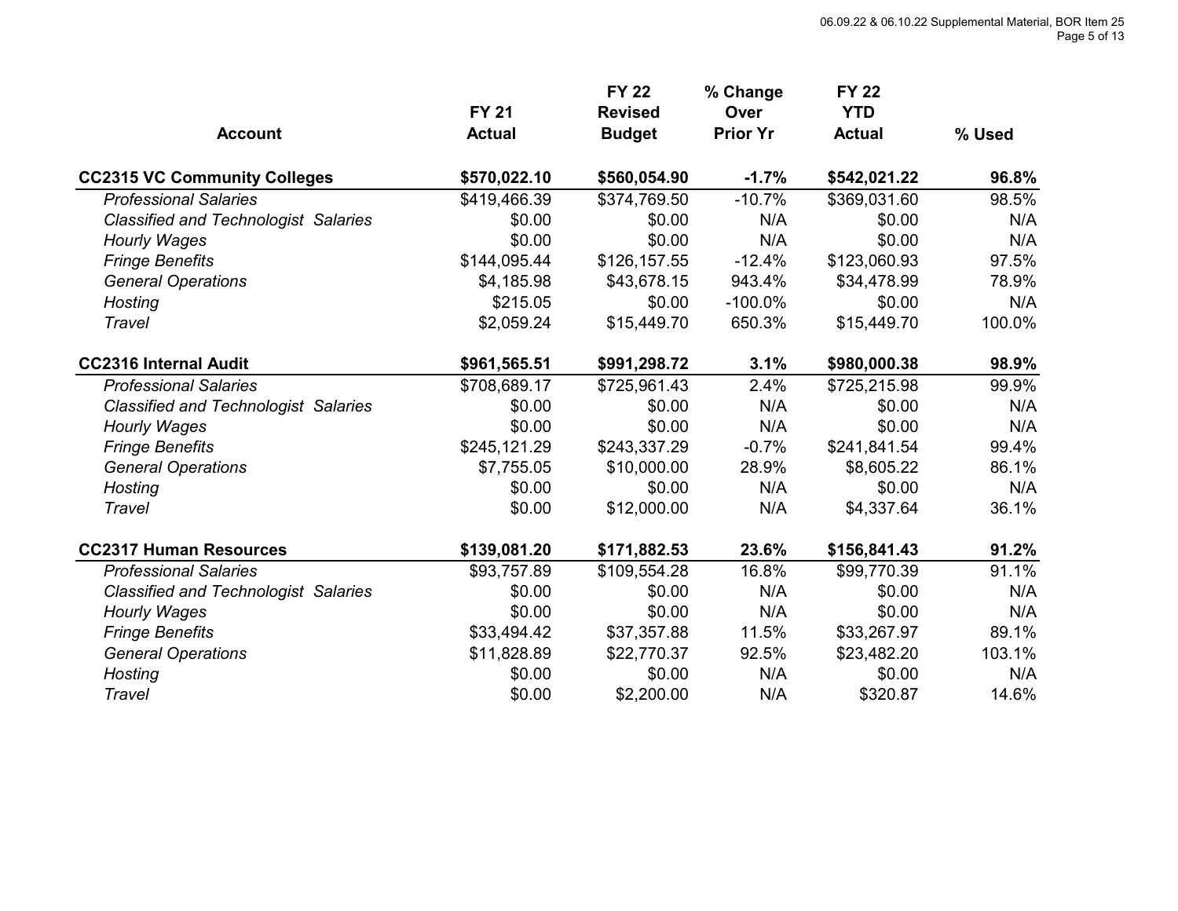| Account | FY 21 Actual | FY 22 Revised Budget | % Change Over Prior Yr | FY 22 YTD Actual | % Used |
|---|---|---|---|---|---|
| **CC2315 VC Community Colleges** | **$570,022.10** | **$560,054.90** | **-1.7%** | **$542,021.22** | **96.8%** |
| *Professional Salaries* | $419,466.39 | $374,769.50 | -10.7% | $369,031.60 | 98.5% |
| *Classified and Technologist Salaries* | $0.00 | $0.00 | N/A | $0.00 | N/A |
| *Hourly Wages* | $0.00 | $0.00 | N/A | $0.00 | N/A |
| *Fringe Benefits* | $144,095.44 | $126,157.55 | -12.4% | $123,060.93 | 97.5% |
| *General Operations* | $4,185.98 | $43,678.15 | 943.4% | $34,478.99 | 78.9% |
| *Hosting* | $215.05 | $0.00 | -100.0% | $0.00 | N/A |
| *Travel* | $2,059.24 | $15,449.70 | 650.3% | $15,449.70 | 100.0% |
| **CC2316 Internal Audit** | **$961,565.51** | **$991,298.72** | **3.1%** | **$980,000.38** | **98.9%** |
| *Professional Salaries* | $708,689.17 | $725,961.43 | 2.4% | $725,215.98 | 99.9% |
| *Classified and Technologist Salaries* | $0.00 | $0.00 | N/A | $0.00 | N/A |
| *Hourly Wages* | $0.00 | $0.00 | N/A | $0.00 | N/A |
| *Fringe Benefits* | $245,121.29 | $243,337.29 | -0.7% | $241,841.54 | 99.4% |
| *General Operations* | $7,755.05 | $10,000.00 | 28.9% | $8,605.22 | 86.1% |
| *Hosting* | $0.00 | $0.00 | N/A | $0.00 | N/A |
| *Travel* | $0.00 | $12,000.00 | N/A | $4,337.64 | 36.1% |
| **CC2317 Human Resources** | **$139,081.20** | **$171,882.53** | **23.6%** | **$156,841.43** | **91.2%** |
| *Professional Salaries* | $93,757.89 | $109,554.28 | 16.8% | $99,770.39 | 91.1% |
| *Classified and Technologist Salaries* | $0.00 | $0.00 | N/A | $0.00 | N/A |
| *Hourly Wages* | $0.00 | $0.00 | N/A | $0.00 | N/A |
| *Fringe Benefits* | $33,494.42 | $37,357.88 | 11.5% | $33,267.97 | 89.1% |
| *General Operations* | $11,828.89 | $22,770.37 | 92.5% | $23,482.20 | 103.1% |
| *Hosting* | $0.00 | $0.00 | N/A | $0.00 | N/A |
| *Travel* | $0.00 | $2,200.00 | N/A | $320.87 | 14.6% |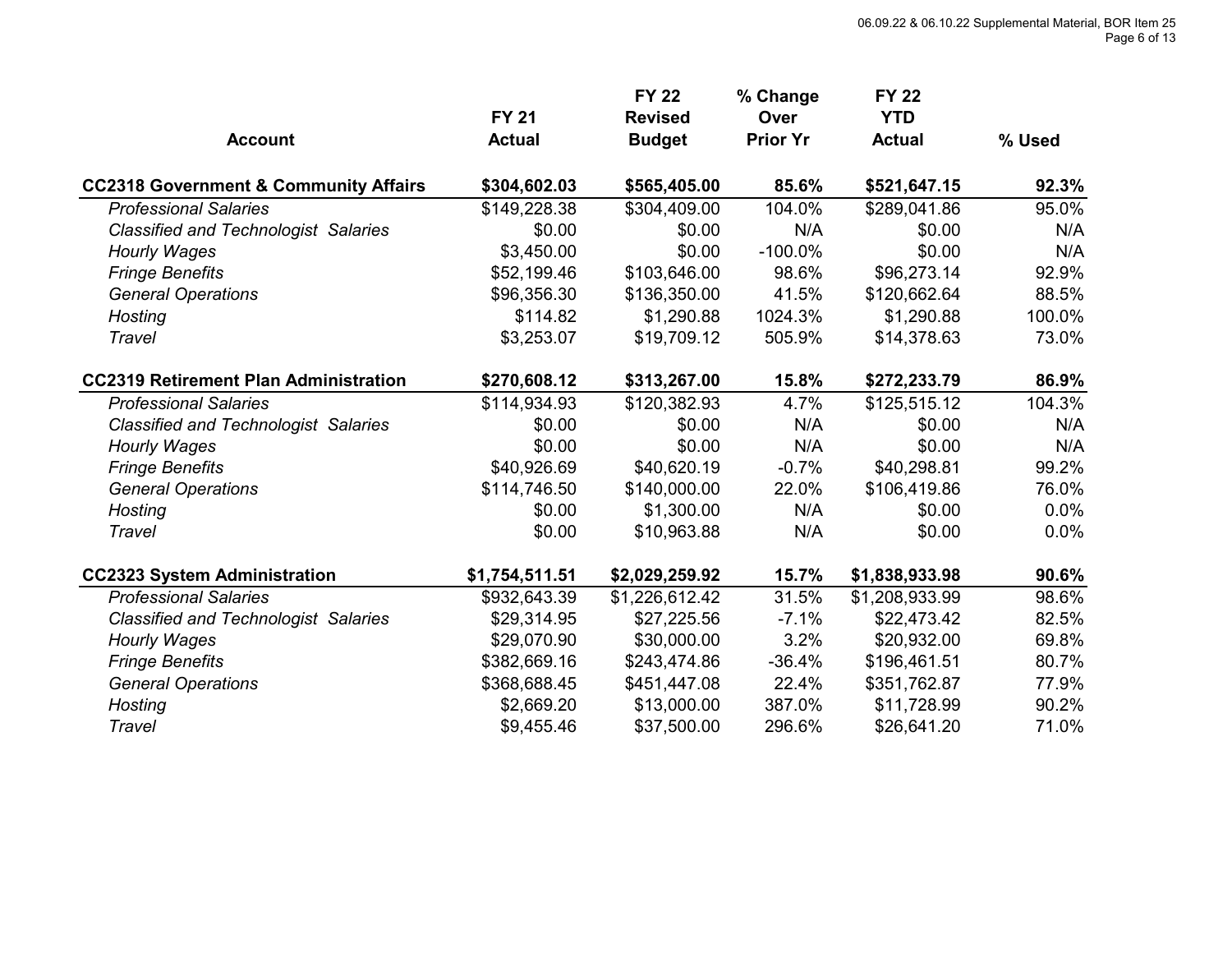| Account | FY 21 Actual | FY 22 Revised Budget | % Change Over Prior Yr | FY 22 YTD Actual | % Used |
|---|---|---|---|---|---|
| **CC2318 Government & Community Affairs** | **$304,602.03** | **$565,405.00** | **85.6%** | **$521,647.15** | **92.3%** |
| *Professional Salaries* | $149,228.38 | $304,409.00 | 104.0% | $289,041.86 | 95.0% |
| *Classified and Technologist Salaries* | $0.00 | $0.00 | N/A | $0.00 | N/A |
| *Hourly Wages* | $3,450.00 | $0.00 | -100.0% | $0.00 | N/A |
| *Fringe Benefits* | $52,199.46 | $103,646.00 | 98.6% | $96,273.14 | 92.9% |
| *General Operations* | $96,356.30 | $136,350.00 | 41.5% | $120,662.64 | 88.5% |
| *Hosting* | $114.82 | $1,290.88 | 1024.3% | $1,290.88 | 100.0% |
| *Travel* | $3,253.07 | $19,709.12 | 505.9% | $14,378.63 | 73.0% |
| **CC2319 Retirement Plan Administration** | **$270,608.12** | **$313,267.00** | **15.8%** | **$272,233.79** | **86.9%** |
| *Professional Salaries* | $114,934.93 | $120,382.93 | 4.7% | $125,515.12 | 104.3% |
| *Classified and Technologist Salaries* | $0.00 | $0.00 | N/A | $0.00 | N/A |
| *Hourly Wages* | $0.00 | $0.00 | N/A | $0.00 | N/A |
| *Fringe Benefits* | $40,926.69 | $40,620.19 | -0.7% | $40,298.81 | 99.2% |
| *General Operations* | $114,746.50 | $140,000.00 | 22.0% | $106,419.86 | 76.0% |
| *Hosting* | $0.00 | $1,300.00 | N/A | $0.00 | 0.0% |
| *Travel* | $0.00 | $10,963.88 | N/A | $0.00 | 0.0% |
| **CC2323 System Administration** | **$1,754,511.51** | **$2,029,259.92** | **15.7%** | **$1,838,933.98** | **90.6%** |
| *Professional Salaries* | $932,643.39 | $1,226,612.42 | 31.5% | $1,208,933.99 | 98.6% |
| *Classified and Technologist Salaries* | $29,314.95 | $27,225.56 | -7.1% | $22,473.42 | 82.5% |
| *Hourly Wages* | $29,070.90 | $30,000.00 | 3.2% | $20,932.00 | 69.8% |
| *Fringe Benefits* | $382,669.16 | $243,474.86 | -36.4% | $196,461.51 | 80.7% |
| *General Operations* | $368,688.45 | $451,447.08 | 22.4% | $351,762.87 | 77.9% |
| *Hosting* | $2,669.20 | $13,000.00 | 387.0% | $11,728.99 | 90.2% |
| *Travel* | $9,455.46 | $37,500.00 | 296.6% | $26,641.20 | 71.0% |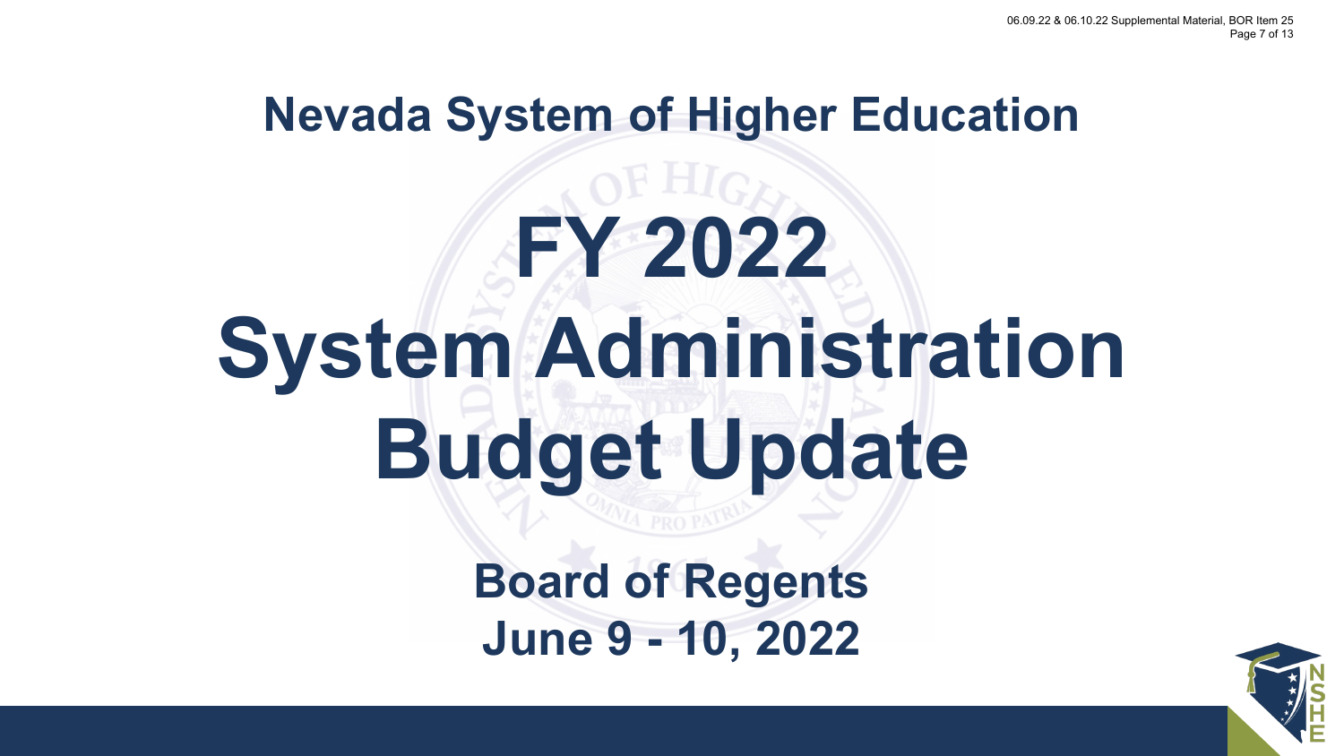## Nevada System of Higher Education

# FY 2022 System Administration Budget Update

**Board of Regents**
**June 9 - 10, 2022**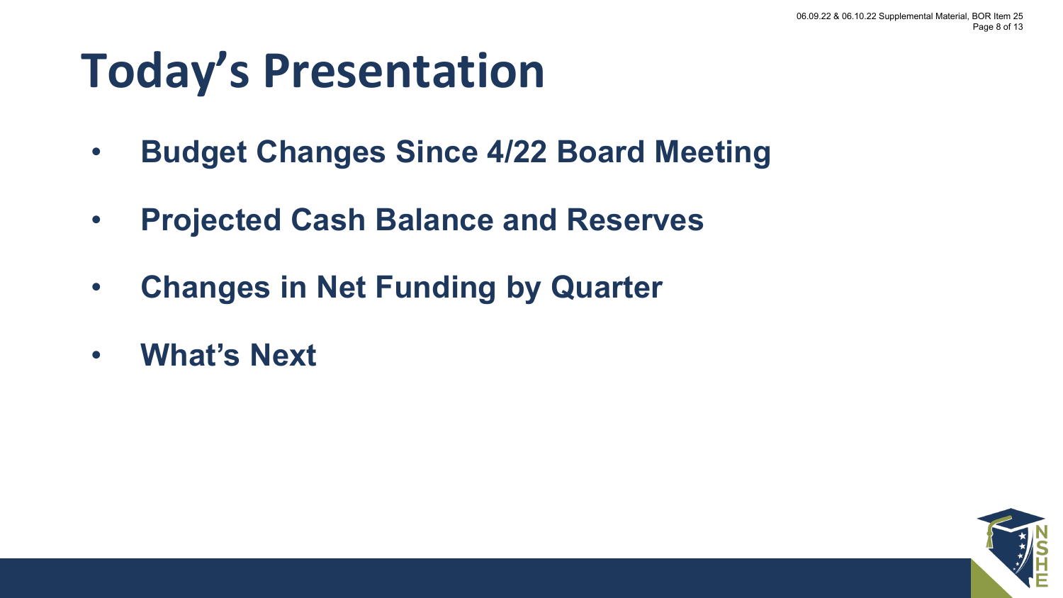# Today's Presentation

- **Budget Changes Since 4/22 Board Meeting**
- **Projected Cash Balance and Reserves**
- **Changes in Net Funding by Quarter**
- **What's Next**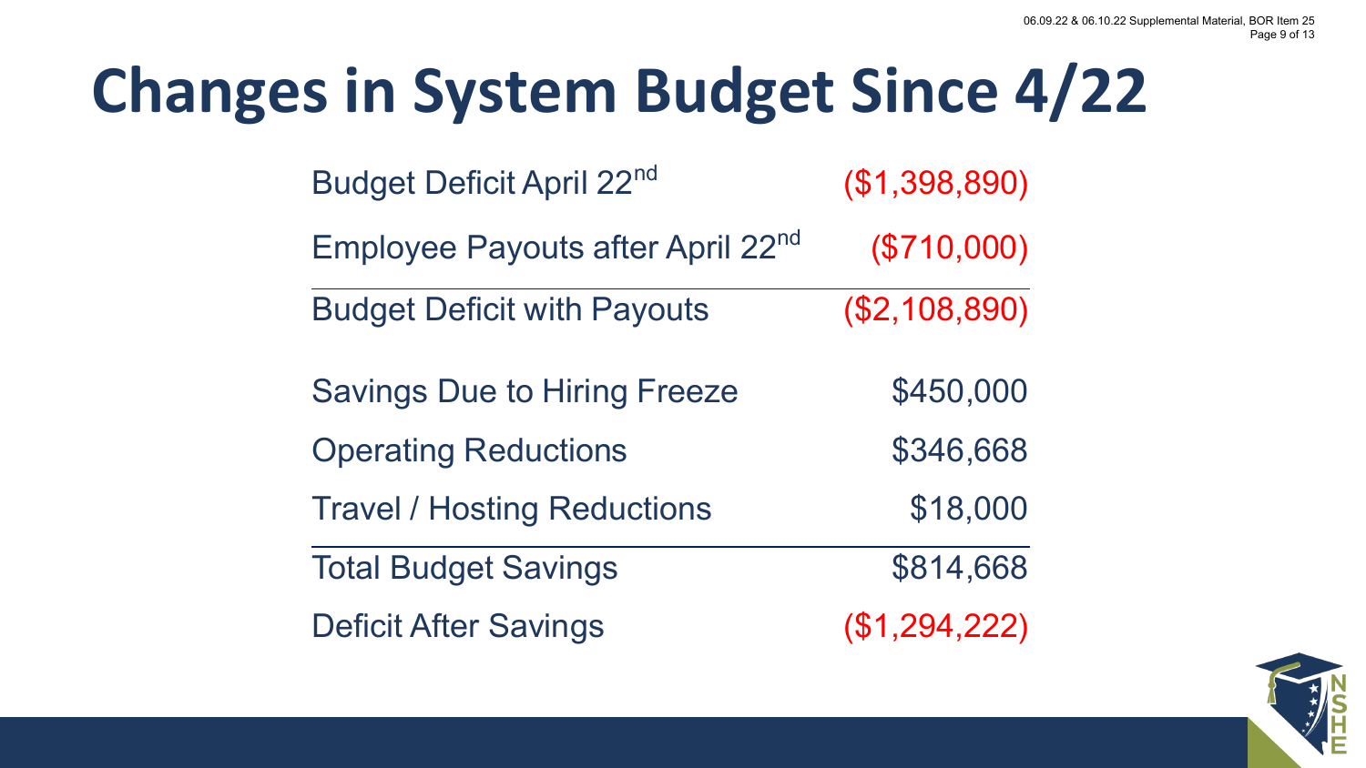# Changes in System Budget Since 4/22

| | |
|---|---|
| Budget Deficit April 22nd | ($1,398,890) |
| Employee Payouts after April 22nd | ($710,000) |
| Budget Deficit with Payouts | ($2,108,890) |
| Savings Due to Hiring Freeze | $450,000 |
| Operating Reductions | $346,668 |
| Travel / Hosting Reductions | $18,000 |
| Total Budget Savings | $814,668 |
| Deficit After Savings | ($1,294,222) |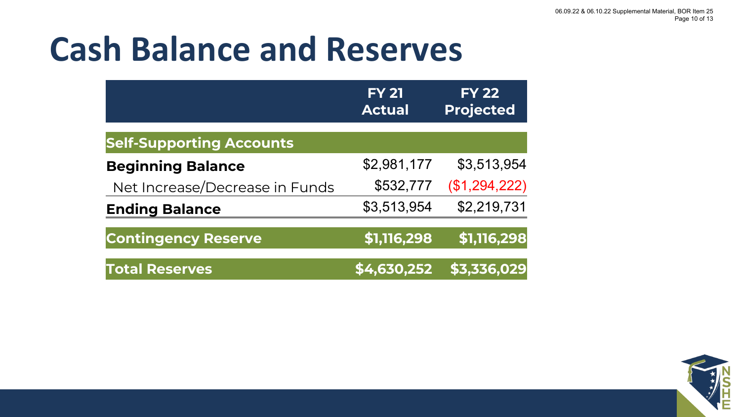# Cash Balance and Reserves

| | FY 21 Actual | FY 22 Projected |
|---|---|---|
| **Self-Supporting Accounts** | | |
| **Beginning Balance** | $2,981,177 | $3,513,954 |
| Net Increase/Decrease in Funds | $532,777 | ($1,294,222) |
| **Ending Balance** | $3,513,954 | $2,219,731 |
| **Contingency Reserve** | **$1,116,298** | **$1,116,298** |
| **Total Reserves** | **$4,630,252** | **$3,336,029** |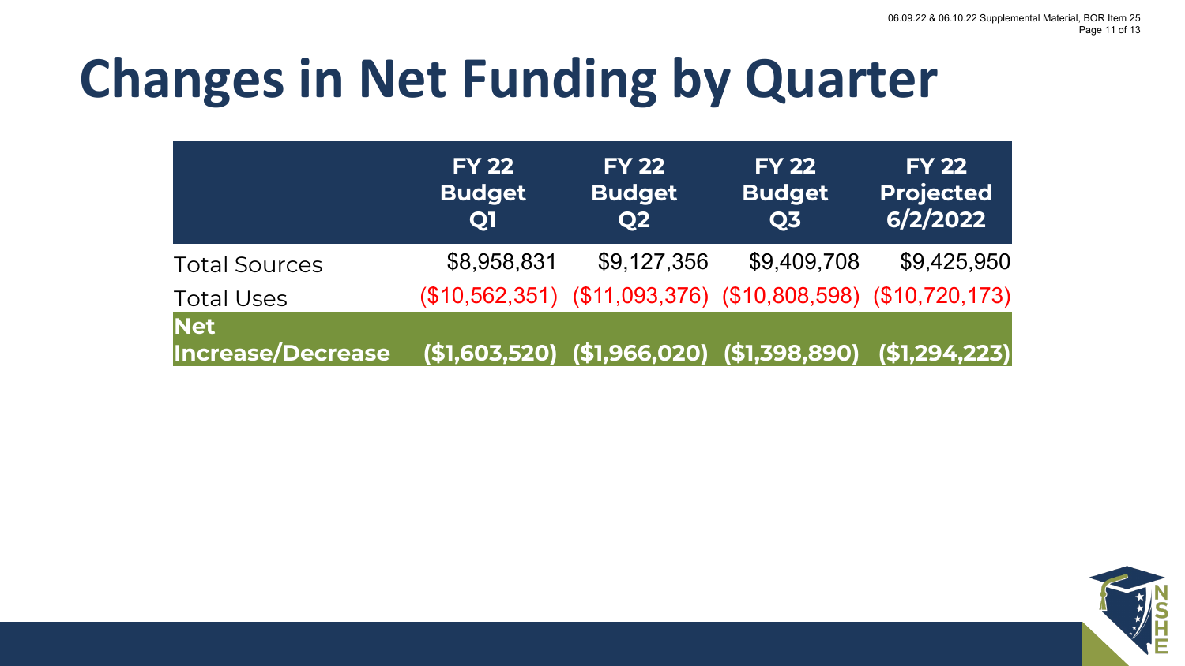# Changes in Net Funding by Quarter

| | FY 22 Budget Q1 | FY 22 Budget Q2 | FY 22 Budget Q3 | FY 22 Projected 6/2/2022 |
|---|---|---|---|---|
| Total Sources | $8,958,831 | $9,127,356 | $9,409,708 | $9,425,950 |
| Total Uses | ($10,562,351) | ($11,093,376) | ($10,808,598) | ($10,720,173) |
| **Net Increase/Decrease** | **($1,603,520)** | **($1,966,020)** | **($1,398,890)** | **($1,294,223)** |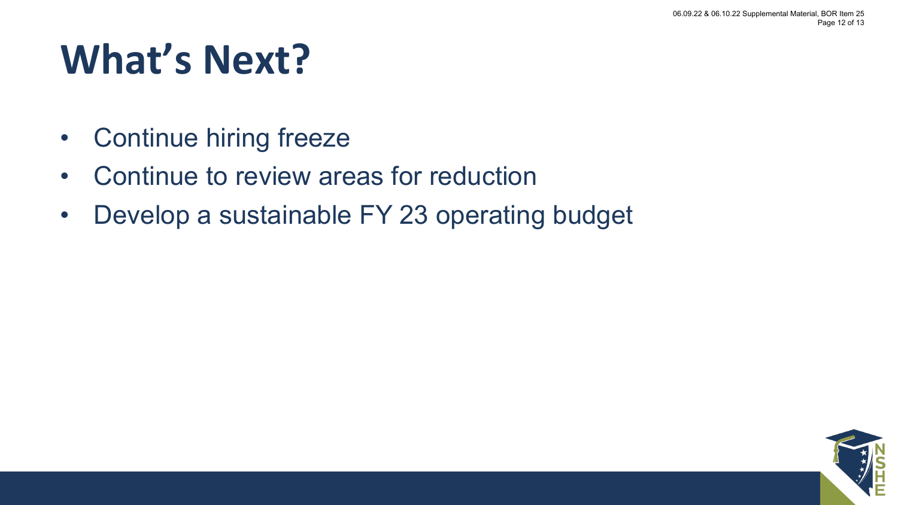# What's Next?

- Continue hiring freeze
- Continue to review areas for reduction
- Develop a sustainable FY 23 operating budget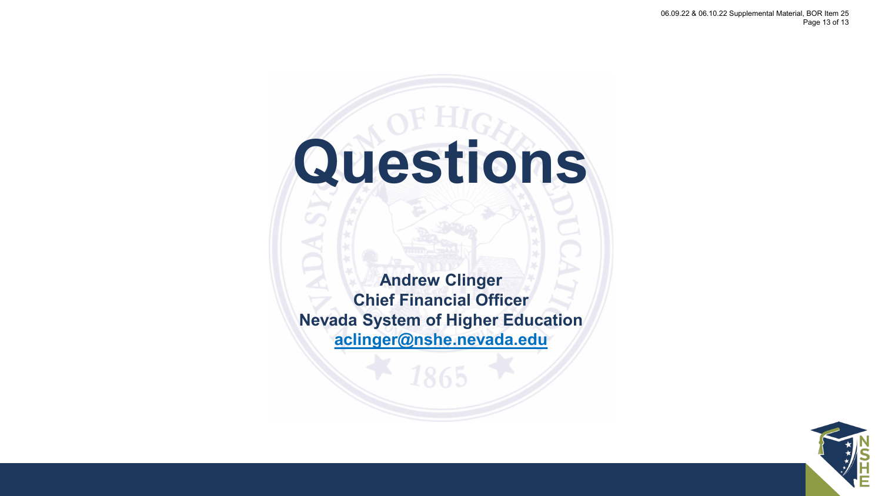# Questions

**Andrew Clinger**
**Chief Financial Officer**
**Nevada System of Higher Education**
**aclinger@nshe.nevada.edu**